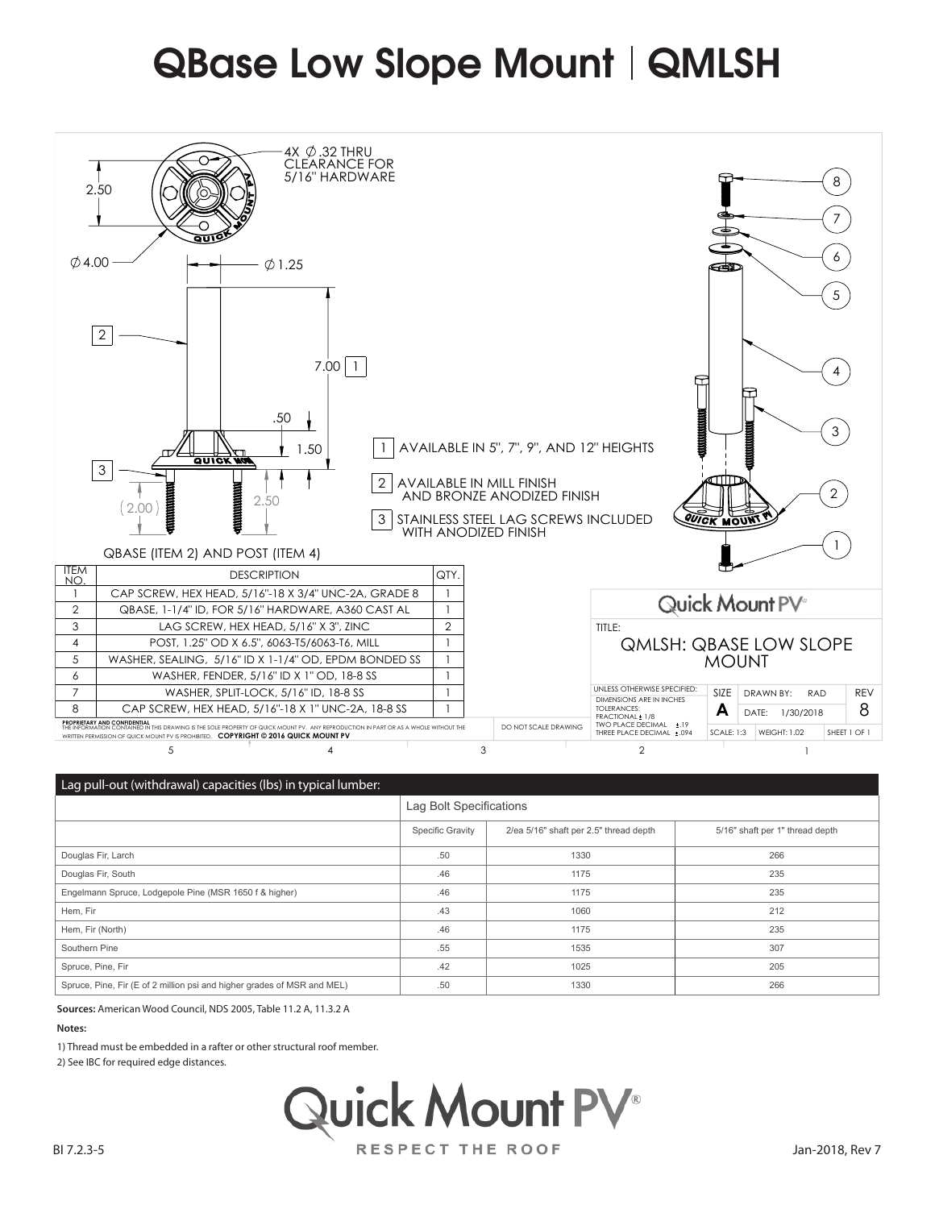# QBase Low Slope Mount | QMLSH

4X ∅ .32 THRU CLEARANCE FOR 5/16" HARDWARE

2.50

∅ 4.00

∅ 1.25

7.00 [1]

.50

1.50

(2.00)

2.50

QBASE (ITEM 2) AND POST (ITEM 4)

1. AVAILABLE IN 5", 7", 9", AND 12" HEIGHTS
2. AVAILABLE IN MILL FINISH AND BRONZE ANODIZED FINISH
3. STAINLESS STEEL LAG SCREWS INCLUDED WITH ANODIZED FINISH

| ITEM NO. | DESCRIPTION | QTY. |
|---|---|---|
| 1 | CAP SCREW, HEX HEAD, 5/16"-18 X 3/4" UNC-2A, GRADE 8 | 1 |
| 2 | QBASE, 1-1/4" ID, FOR 5/16" HARDWARE, A360 CAST AL | 1 |
| 3 | LAG SCREW, HEX HEAD, 5/16" X 3", ZINC | 2 |
| 4 | POST, 1.25" OD X 6.5", 6063-T5/6063-T6, MILL | 1 |
| 5 | WASHER, SEALING, 5/16" ID X 1-1/4" OD, EPDM BONDED SS | 1 |
| 6 | WASHER, FENDER, 5/16" ID X 1" OD, 18-8 SS | 1 |
| 7 | WASHER, SPLIT-LOCK, 5/16" ID, 18-8 SS | 1 |
| 8 | CAP SCREW, HEX HEAD, 5/16"-18 X 1" UNC-2A, 18-8 SS | 1 |

PROPRIETARY AND CONFIDENTIAL
THE INFORMATION CONTAINED IN THIS DRAWING IS THE SOLE PROPERTY OF QUICK MOUNT PV. ANY REPRODUCTION IN PART OR AS A WHOLE WITHOUT THE WRITTEN PERMISSION OF QUICK MOUNT PV IS PROHIBITED. **COPYRIGHT © 2016 QUICK MOUNT PV**

DO NOT SCALE DRAWING

Quick Mount PV

TITLE: QMLSH: QBASE LOW SLOPE MOUNT

UNLESS OTHERWISE SPECIFIED: DIMENSIONS ARE IN INCHES TOLERANCES: FRACTIONAL ± 1/8 TWO PLACE DECIMAL ± .19 THREE PLACE DECIMAL ± .094

SIZE: A | DRAWN BY: RAD | DATE: 1/30/2018 | REV: 8 | SCALE: 1:3 | WEIGHT: 1.02 | SHEET 1 OF 1

| Lag pull-out (withdrawal) capacities (lbs) in typical lumber: | | | |
|---|---|---|---|
| | Lag Bolt Specifications | | |
| | Specific Gravity | 2/ea 5/16" shaft per 2.5" thread depth | 5/16" shaft per 1" thread depth |
| Douglas Fir, Larch | .50 | 1330 | 266 |
| Douglas Fir, South | .46 | 1175 | 235 |
| Engelmann Spruce, Lodgepole Pine (MSR 1650 f & higher) | .46 | 1175 | 235 |
| Hem, Fir | .43 | 1060 | 212 |
| Hem, Fir (North) | .46 | 1175 | 235 |
| Southern Pine | .55 | 1535 | 307 |
| Spruce, Pine, Fir | .42 | 1025 | 205 |
| Spruce, Pine, Fir (E of 2 million psi and higher grades of MSR and MEL) | .50 | 1330 | 266 |

**Sources:** American Wood Council, NDS 2005, Table 11.2 A, 11.3.2 A

**Notes:**

1) Thread must be embedded in a rafter or other structural roof member.

2) See IBC for required edge distances.

Quick Mount PV®

RESPECT THE ROOF

BI 7.2.3-5

Jan-2018, Rev 7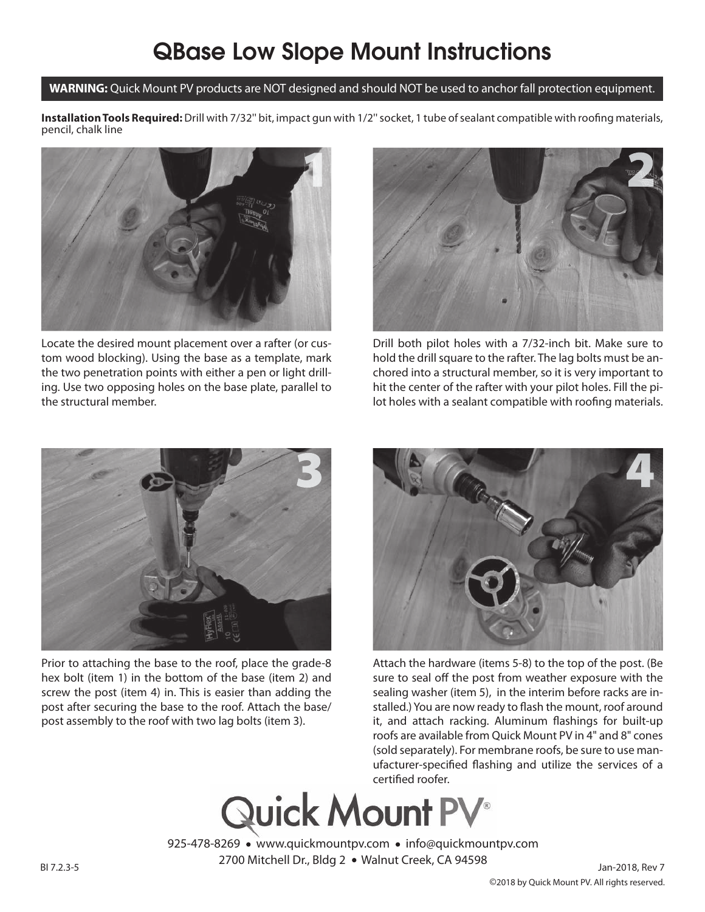# QBase Low Slope Mount Instructions

**WARNING:** Quick Mount PV products are NOT designed and should NOT be used to anchor fall protection equipment.

**Installation Tools Required:** Drill with 7/32" bit, impact gun with 1/2" socket, 1 tube of sealant compatible with roofing materials, pencil, chalk line

1

Locate the desired mount placement over a rafter (or custom wood blocking). Using the base as a template, mark the two penetration points with either a pen or light drilling. Use two opposing holes on the base plate, parallel to the structural member.

2

Drill both pilot holes with a 7/32-inch bit. Make sure to hold the drill square to the rafter. The lag bolts must be anchored into a structural member, so it is very important to hit the center of the rafter with your pilot holes. Fill the pilot holes with a sealant compatible with roofing materials.

3

Prior to attaching the base to the roof, place the grade-8 hex bolt (item 1) in the bottom of the base (item 2) and screw the post (item 4) in. This is easier than adding the post after securing the base to the roof. Attach the base/post assembly to the roof with two lag bolts (item 3).

4

Attach the hardware (items 5-8) to the top of the post. (Be sure to seal off the post from weather exposure with the sealing washer (item 5), in the interim before racks are installed.) You are now ready to flash the mount, roof around it, and attach racking. Aluminum flashings for built-up roofs are available from Quick Mount PV in 4" and 8" cones (sold separately). For membrane roofs, be sure to use manufacturer-specified flashing and utilize the services of a certified roofer.

Quick Mount PV®

925-478-8269 • www.quickmountpv.com • info@quickmountpv.com
2700 Mitchell Dr., Bldg 2 • Walnut Creek, CA 94598

BI 7.2.3-5

Jan-2018, Rev 7

©2018 by Quick Mount PV. All rights reserved.